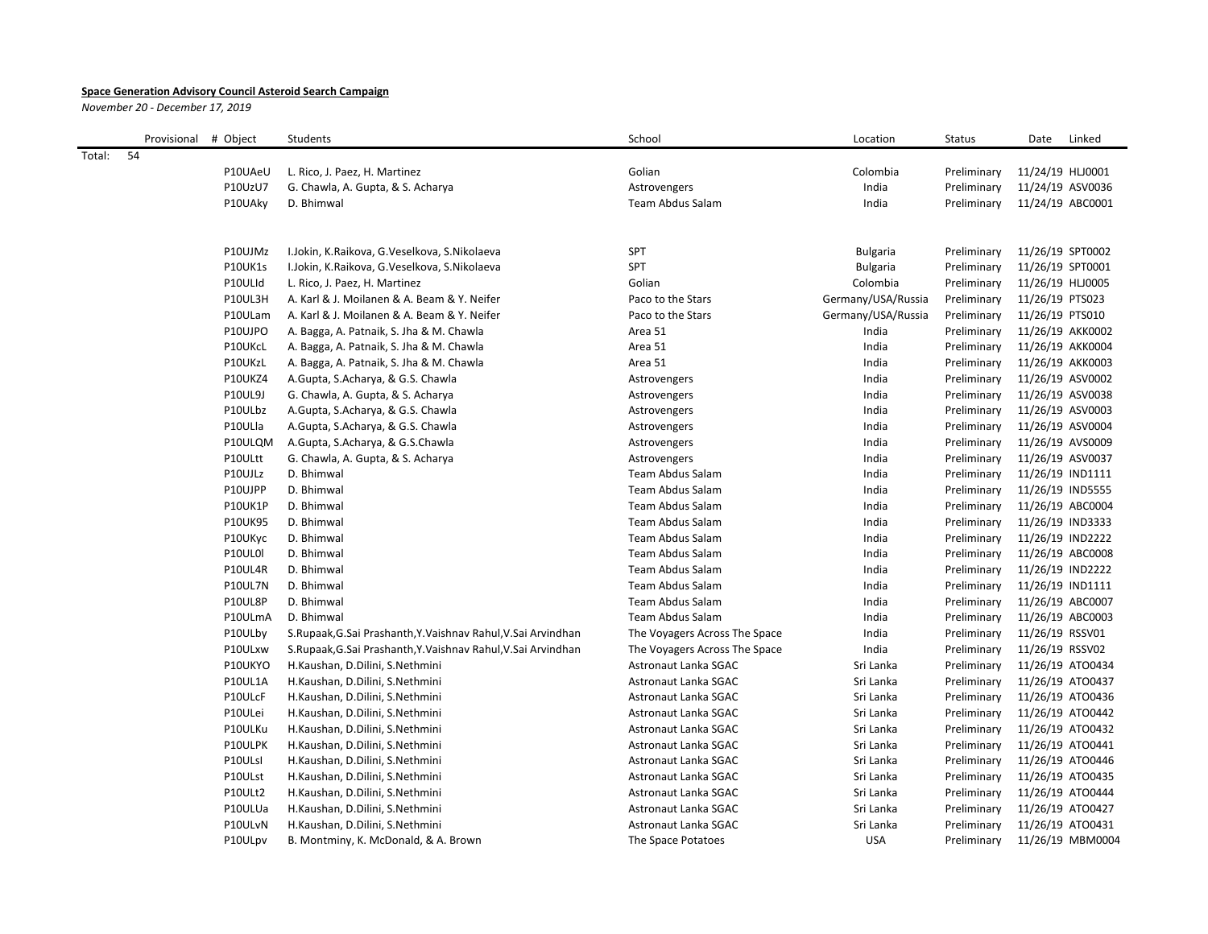**Space Generation Advisory Council Asteroid Search Campaign**

*November 20 - December 17, 2019*

| | Provisional | # Object | Students | School | Location | Status | Date | Linked |
|---|---|---|---|---|---|---|---|---|
| Total: | 54 | | | | | | | |
| | | P10UAeU | L. Rico, J. Paez, H. Martinez | Golian | Colombia | Preliminary | 11/24/19 | HLJ0001 |
| | | P10UzU7 | G. Chawla, A. Gupta, & S. Acharya | Astrovengers | India | Preliminary | 11/24/19 | ASV0036 |
| | | P10UAky | D. Bhimwal | Team Abdus Salam | India | Preliminary | 11/24/19 | ABC0001 |
| | | | | | | | | |
| | | P10UJMz | I.Jokin, K.Raikova, G.Veselkova, S.Nikolaeva | SPT | Bulgaria | Preliminary | 11/26/19 | SPT0002 |
| | | P10UK1s | I.Jokin, K.Raikova, G.Veselkova, S.Nikolaeva | SPT | Bulgaria | Preliminary | 11/26/19 | SPT0001 |
| | | P10ULId | L. Rico, J. Paez, H. Martinez | Golian | Colombia | Preliminary | 11/26/19 | HLJ0005 |
| | | P10UL3H | A. Karl & J. Moilanen & A. Beam & Y. Neifer | Paco to the Stars | Germany/USA/Russia | Preliminary | 11/26/19 | PTS023 |
| | | P10ULam | A. Karl & J. Moilanen & A. Beam & Y. Neifer | Paco to the Stars | Germany/USA/Russia | Preliminary | 11/26/19 | PTS010 |
| | | P10UJPO | A. Bagga, A. Patnaik, S. Jha & M. Chawla | Area 51 | India | Preliminary | 11/26/19 | AKK0002 |
| | | P10UKcL | A. Bagga, A. Patnaik, S. Jha & M. Chawla | Area 51 | India | Preliminary | 11/26/19 | AKK0004 |
| | | P10UKzL | A. Bagga, A. Patnaik, S. Jha & M. Chawla | Area 51 | India | Preliminary | 11/26/19 | AKK0003 |
| | | P10UKZ4 | A.Gupta, S.Acharya, & G.S. Chawla | Astrovengers | India | Preliminary | 11/26/19 | ASV0002 |
| | | P10UL9J | G. Chawla, A. Gupta, & S. Acharya | Astrovengers | India | Preliminary | 11/26/19 | ASV0038 |
| | | P10ULbz | A.Gupta, S.Acharya, & G.S. Chawla | Astrovengers | India | Preliminary | 11/26/19 | ASV0003 |
| | | P10ULla | A.Gupta, S.Acharya, & G.S. Chawla | Astrovengers | India | Preliminary | 11/26/19 | ASV0004 |
| | | P10ULQM | A.Gupta, S.Acharya, & G.S.Chawla | Astrovengers | India | Preliminary | 11/26/19 | AVS0009 |
| | | P10ULtt | G. Chawla, A. Gupta, & S. Acharya | Astrovengers | India | Preliminary | 11/26/19 | ASV0037 |
| | | P10UJLz | D. Bhimwal | Team Abdus Salam | India | Preliminary | 11/26/19 | IND1111 |
| | | P10UJPP | D. Bhimwal | Team Abdus Salam | India | Preliminary | 11/26/19 | IND5555 |
| | | P10UK1P | D. Bhimwal | Team Abdus Salam | India | Preliminary | 11/26/19 | ABC0004 |
| | | P10UK95 | D. Bhimwal | Team Abdus Salam | India | Preliminary | 11/26/19 | IND3333 |
| | | P10UKyc | D. Bhimwal | Team Abdus Salam | India | Preliminary | 11/26/19 | IND2222 |
| | | P10UL0l | D. Bhimwal | Team Abdus Salam | India | Preliminary | 11/26/19 | ABC0008 |
| | | P10UL4R | D. Bhimwal | Team Abdus Salam | India | Preliminary | 11/26/19 | IND2222 |
| | | P10UL7N | D. Bhimwal | Team Abdus Salam | India | Preliminary | 11/26/19 | IND1111 |
| | | P10UL8P | D. Bhimwal | Team Abdus Salam | India | Preliminary | 11/26/19 | ABC0007 |
| | | P10ULmA | D. Bhimwal | Team Abdus Salam | India | Preliminary | 11/26/19 | ABC0003 |
| | | P10ULby | S.Rupaak,G.Sai Prashanth,Y.Vaishnav Rahul,V.Sai Arvindhan | The Voyagers Across The Space | India | Preliminary | 11/26/19 | RSSV01 |
| | | P10ULxw | S.Rupaak,G.Sai Prashanth,Y.Vaishnav Rahul,V.Sai Arvindhan | The Voyagers Across The Space | India | Preliminary | 11/26/19 | RSSV02 |
| | | P10UKYO | H.Kaushan, D.Dilini, S.Nethmini | Astronaut Lanka SGAC | Sri Lanka | Preliminary | 11/26/19 | ATO0434 |
| | | P10UL1A | H.Kaushan, D.Dilini, S.Nethmini | Astronaut Lanka SGAC | Sri Lanka | Preliminary | 11/26/19 | ATO0437 |
| | | P10ULcF | H.Kaushan, D.Dilini, S.Nethmini | Astronaut Lanka SGAC | Sri Lanka | Preliminary | 11/26/19 | ATO0436 |
| | | P10ULei | H.Kaushan, D.Dilini, S.Nethmini | Astronaut Lanka SGAC | Sri Lanka | Preliminary | 11/26/19 | ATO0442 |
| | | P10ULKu | H.Kaushan, D.Dilini, S.Nethmini | Astronaut Lanka SGAC | Sri Lanka | Preliminary | 11/26/19 | ATO0432 |
| | | P10ULPK | H.Kaushan, D.Dilini, S.Nethmini | Astronaut Lanka SGAC | Sri Lanka | Preliminary | 11/26/19 | ATO0441 |
| | | P10ULsl | H.Kaushan, D.Dilini, S.Nethmini | Astronaut Lanka SGAC | Sri Lanka | Preliminary | 11/26/19 | ATO0446 |
| | | P10ULst | H.Kaushan, D.Dilini, S.Nethmini | Astronaut Lanka SGAC | Sri Lanka | Preliminary | 11/26/19 | ATO0435 |
| | | P10ULt2 | H.Kaushan, D.Dilini, S.Nethmini | Astronaut Lanka SGAC | Sri Lanka | Preliminary | 11/26/19 | ATO0444 |
| | | P10ULUa | H.Kaushan, D.Dilini, S.Nethmini | Astronaut Lanka SGAC | Sri Lanka | Preliminary | 11/26/19 | ATO0427 |
| | | P10ULvN | H.Kaushan, D.Dilini, S.Nethmini | Astronaut Lanka SGAC | Sri Lanka | Preliminary | 11/26/19 | ATO0431 |
| | | P10ULpv | B. Montminy, K. McDonald, & A. Brown | The Space Potatoes | USA | Preliminary | 11/26/19 | MBM0004 |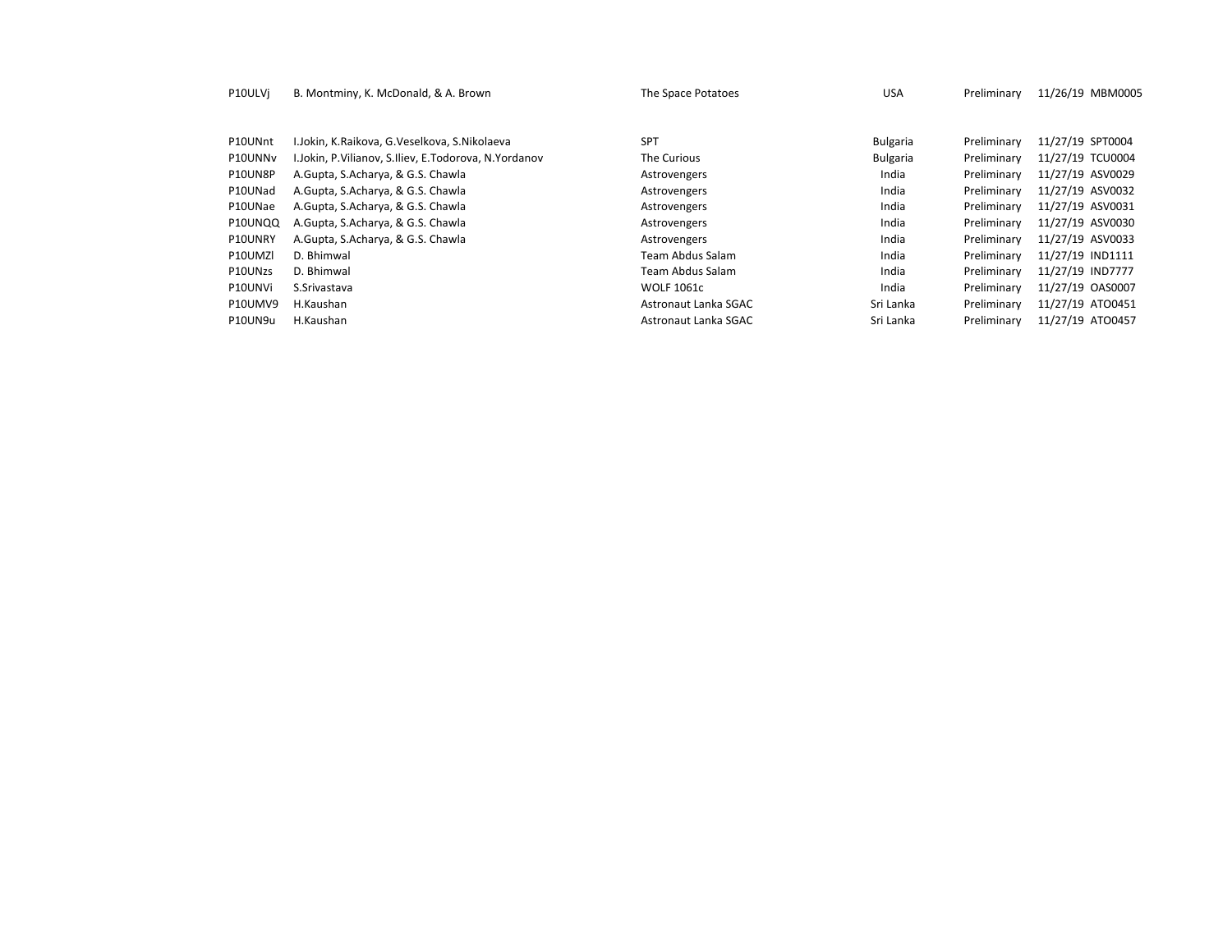| | | | | | | |
|---|---|---|---|---|---|---|
| P10ULVj | B. Montminy, K. McDonald, & A. Brown | The Space Potatoes | USA | Preliminary | 11/26/19 | MBM0005 |
| | | | | | | |
| P10UNnt | I.Jokin, K.Raikova, G.Veselkova, S.Nikolaeva | SPT | Bulgaria | Preliminary | 11/27/19 | SPT0004 |
| P10UNNv | I.Jokin, P.Vilianov, S.Iliev, E.Todorova, N.Yordanov | The Curious | Bulgaria | Preliminary | 11/27/19 | TCU0004 |
| P10UN8P | A.Gupta, S.Acharya, & G.S. Chawla | Astrovengers | India | Preliminary | 11/27/19 | ASV0029 |
| P10UNad | A.Gupta, S.Acharya, & G.S. Chawla | Astrovengers | India | Preliminary | 11/27/19 | ASV0032 |
| P10UNae | A.Gupta, S.Acharya, & G.S. Chawla | Astrovengers | India | Preliminary | 11/27/19 | ASV0031 |
| P10UNQQ | A.Gupta, S.Acharya, & G.S. Chawla | Astrovengers | India | Preliminary | 11/27/19 | ASV0030 |
| P10UNRY | A.Gupta, S.Acharya, & G.S. Chawla | Astrovengers | India | Preliminary | 11/27/19 | ASV0033 |
| P10UMZl | D. Bhimwal | Team Abdus Salam | India | Preliminary | 11/27/19 | IND1111 |
| P10UNzs | D. Bhimwal | Team Abdus Salam | India | Preliminary | 11/27/19 | IND7777 |
| P10UNVi | S.Srivastava | WOLF 1061c | India | Preliminary | 11/27/19 | OAS0007 |
| P10UMV9 | H.Kaushan | Astronaut Lanka SGAC | Sri Lanka | Preliminary | 11/27/19 | ATO0451 |
| P10UN9u | H.Kaushan | Astronaut Lanka SGAC | Sri Lanka | Preliminary | 11/27/19 | ATO0457 |